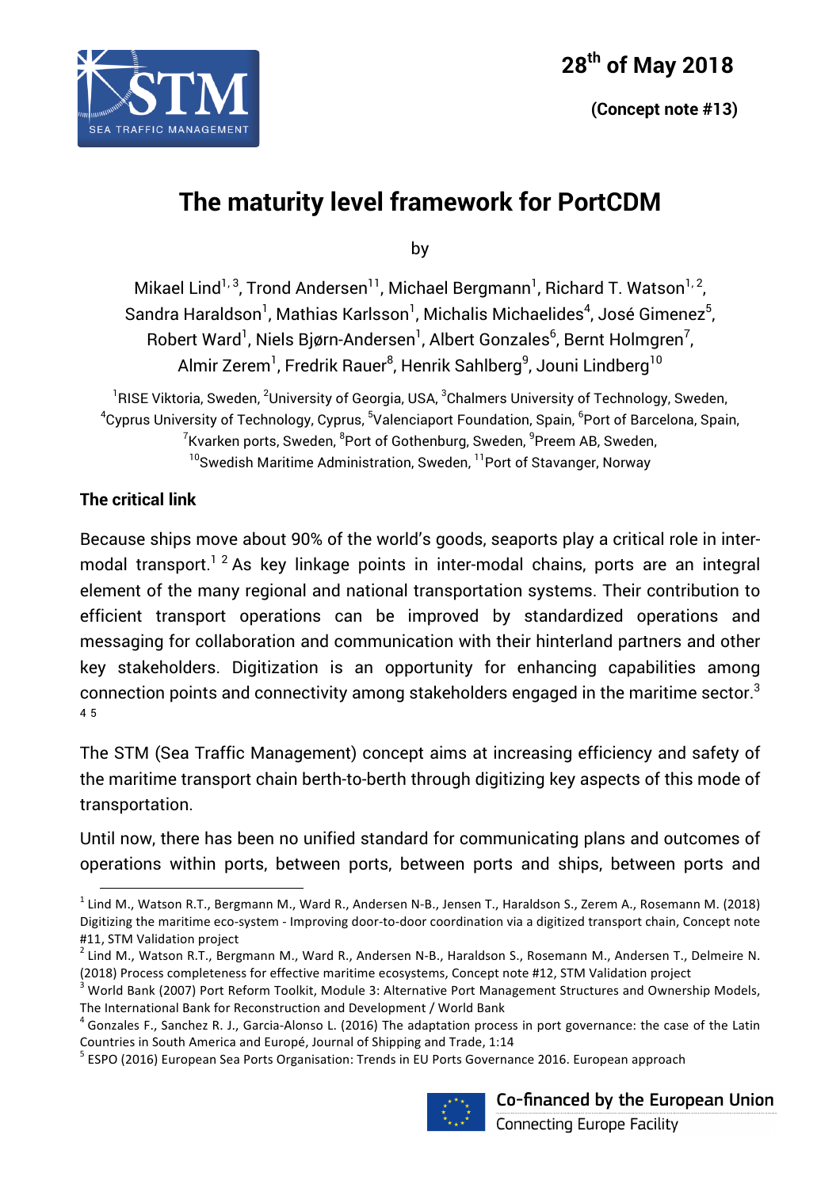28th of May 2018

(Concept note #13)

# The maturity level framework for PortCDM

by

Mikael Lind[1,3], Trond Andersen[11], Michael Bergmann[1], Richard T. Watson[1,2], Sandra Haraldson[1], Mathias Karlsson[1], Michalis Michaelides[4], José Gimenez[5], Robert Ward[1], Niels Bjørn-Andersen[1], Albert Gonzales[6], Bernt Holmgren[7], Almir Zerem[1], Fredrik Rauer[8], Henrik Sahlberg[9], Jouni Lindberg[10]

[1]RISE Viktoria, Sweden, [2]University of Georgia, USA, [3]Chalmers University of Technology, Sweden, [4]Cyprus University of Technology, Cyprus, [5]Valenciaport Foundation, Spain, [6]Port of Barcelona, Spain, [7]Kvarken ports, Sweden, [8]Port of Gothenburg, Sweden, [9]Preem AB, Sweden, [10]Swedish Maritime Administration, Sweden, [11]Port of Stavanger, Norway

## The critical link

Because ships move about 90% of the world's goods, seaports play a critical role in inter-modal transport.[1] [2] As key linkage points in inter-modal chains, ports are an integral element of the many regional and national transportation systems. Their contribution to efficient transport operations can be improved by standardized operations and messaging for collaboration and communication with their hinterland partners and other key stakeholders. Digitization is an opportunity for enhancing capabilities among connection points and connectivity among stakeholders engaged in the maritime sector.[3] [4] [5]

The STM (Sea Traffic Management) concept aims at increasing efficiency and safety of the maritime transport chain berth-to-berth through digitizing key aspects of this mode of transportation.

Until now, there has been no unified standard for communicating plans and outcomes of operations within ports, between ports, between ports and ships, between ports and

---

[1] Lind M., Watson R.T., Bergmann M., Ward R., Andersen N-B., Jensen T., Haraldson S., Zerem A., Rosemann M. (2018) Digitizing the maritime eco-system - Improving door-to-door coordination via a digitized transport chain, Concept note #11, STM Validation project

[2] Lind M., Watson R.T., Bergmann M., Ward R., Andersen N-B., Haraldson S., Rosemann M., Andersen T., Delmeire N. (2018) Process completeness for effective maritime ecosystems, Concept note #12, STM Validation project

[3] World Bank (2007) Port Reform Toolkit, Module 3: Alternative Port Management Structures and Ownership Models, The International Bank for Reconstruction and Development / World Bank

[4] Gonzales F., Sanchez R. J., Garcia-Alonso L. (2016) The adaptation process in port governance: the case of the Latin Countries in South America and Europé, Journal of Shipping and Trade, 1:14

[5] ESPO (2016) European Sea Ports Organisation: Trends in EU Ports Governance 2016. European approach

Co-financed by the European Union
Connecting Europe Facility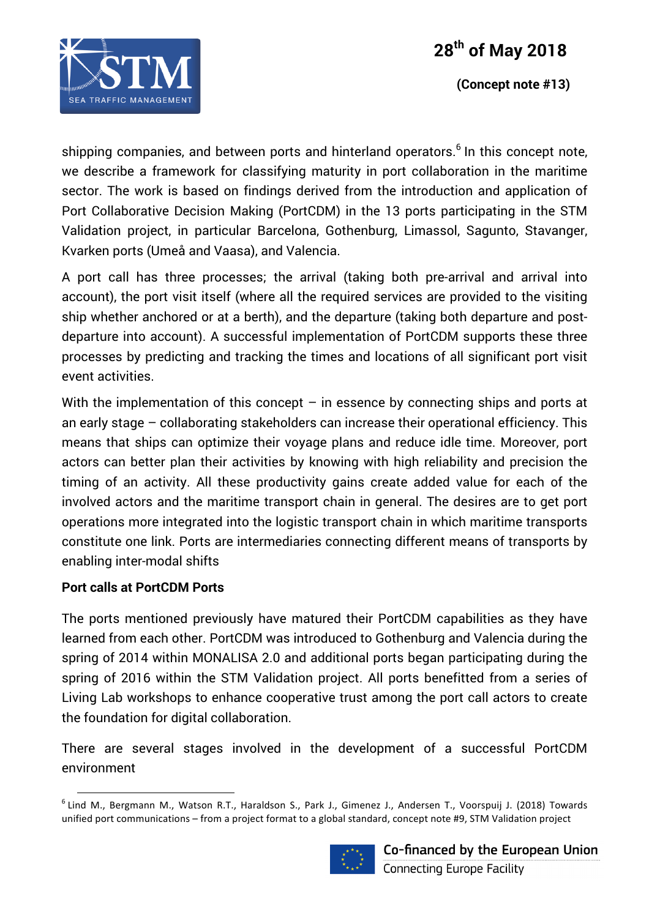shipping companies, and between ports and hinterland operators.[6] In this concept note, we describe a framework for classifying maturity in port collaboration in the maritime sector. The work is based on findings derived from the introduction and application of Port Collaborative Decision Making (PortCDM) in the 13 ports participating in the STM Validation project, in particular Barcelona, Gothenburg, Limassol, Sagunto, Stavanger, Kvarken ports (Umeå and Vaasa), and Valencia.

A port call has three processes; the arrival (taking both pre-arrival and arrival into account), the port visit itself (where all the required services are provided to the visiting ship whether anchored or at a berth), and the departure (taking both departure and post-departure into account). A successful implementation of PortCDM supports these three processes by predicting and tracking the times and locations of all significant port visit event activities.

With the implementation of this concept – in essence by connecting ships and ports at an early stage – collaborating stakeholders can increase their operational efficiency. This means that ships can optimize their voyage plans and reduce idle time. Moreover, port actors can better plan their activities by knowing with high reliability and precision the timing of an activity. All these productivity gains create added value for each of the involved actors and the maritime transport chain in general. The desires are to get port operations more integrated into the logistic transport chain in which maritime transports constitute one link. Ports are intermediaries connecting different means of transports by enabling inter-modal shifts

**Port calls at PortCDM Ports**

The ports mentioned previously have matured their PortCDM capabilities as they have learned from each other. PortCDM was introduced to Gothenburg and Valencia during the spring of 2014 within MONALISA 2.0 and additional ports began participating during the spring of 2016 within the STM Validation project. All ports benefitted from a series of Living Lab workshops to enhance cooperative trust among the port call actors to create the foundation for digital collaboration.

There are several stages involved in the development of a successful PortCDM environment

[6] Lind M., Bergmann M., Watson R.T., Haraldson S., Park J., Gimenez J., Andersen T., Voorspuij J. (2018) Towards unified port communications – from a project format to a global standard, concept note #9, STM Validation project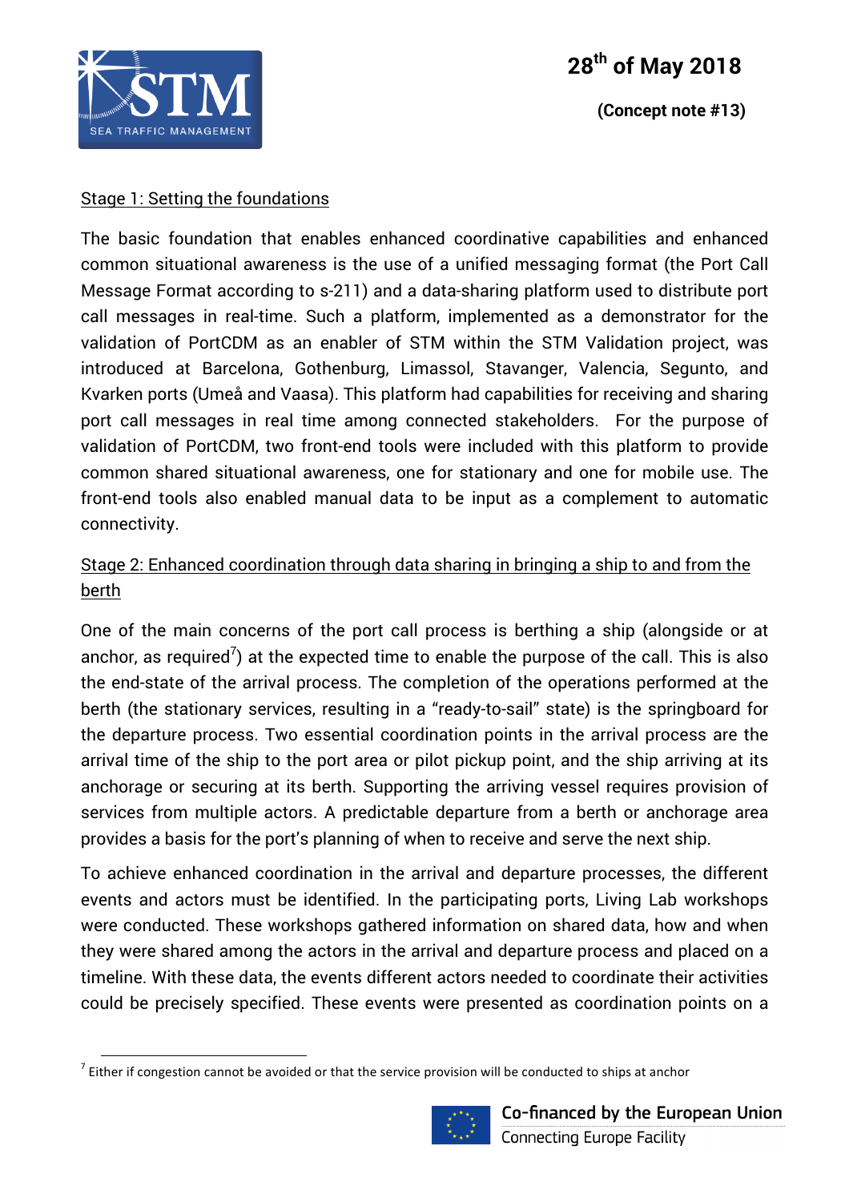Stage 1: Setting the foundations

The basic foundation that enables enhanced coordinative capabilities and enhanced common situational awareness is the use of a unified messaging format (the Port Call Message Format according to s-211) and a data-sharing platform used to distribute port call messages in real-time. Such a platform, implemented as a demonstrator for the validation of PortCDM as an enabler of STM within the STM Validation project, was introduced at Barcelona, Gothenburg, Limassol, Stavanger, Valencia, Segunto, and Kvarken ports (Umeå and Vaasa). This platform had capabilities for receiving and sharing port call messages in real time among connected stakeholders. For the purpose of validation of PortCDM, two front-end tools were included with this platform to provide common shared situational awareness, one for stationary and one for mobile use. The front-end tools also enabled manual data to be input as a complement to automatic connectivity.

Stage 2: Enhanced coordination through data sharing in bringing a ship to and from the berth

One of the main concerns of the port call process is berthing a ship (alongside or at anchor, as required[7]) at the expected time to enable the purpose of the call. This is also the end-state of the arrival process. The completion of the operations performed at the berth (the stationary services, resulting in a "ready-to-sail" state) is the springboard for the departure process. Two essential coordination points in the arrival process are the arrival time of the ship to the port area or pilot pickup point, and the ship arriving at its anchorage or securing at its berth. Supporting the arriving vessel requires provision of services from multiple actors. A predictable departure from a berth or anchorage area provides a basis for the port's planning of when to receive and serve the next ship.

To achieve enhanced coordination in the arrival and departure processes, the different events and actors must be identified. In the participating ports, Living Lab workshops were conducted. These workshops gathered information on shared data, how and when they were shared among the actors in the arrival and departure process and placed on a timeline. With these data, the events different actors needed to coordinate their activities could be precisely specified. These events were presented as coordination points on a

[7] Either if congestion cannot be avoided or that the service provision will be conducted to ships at anchor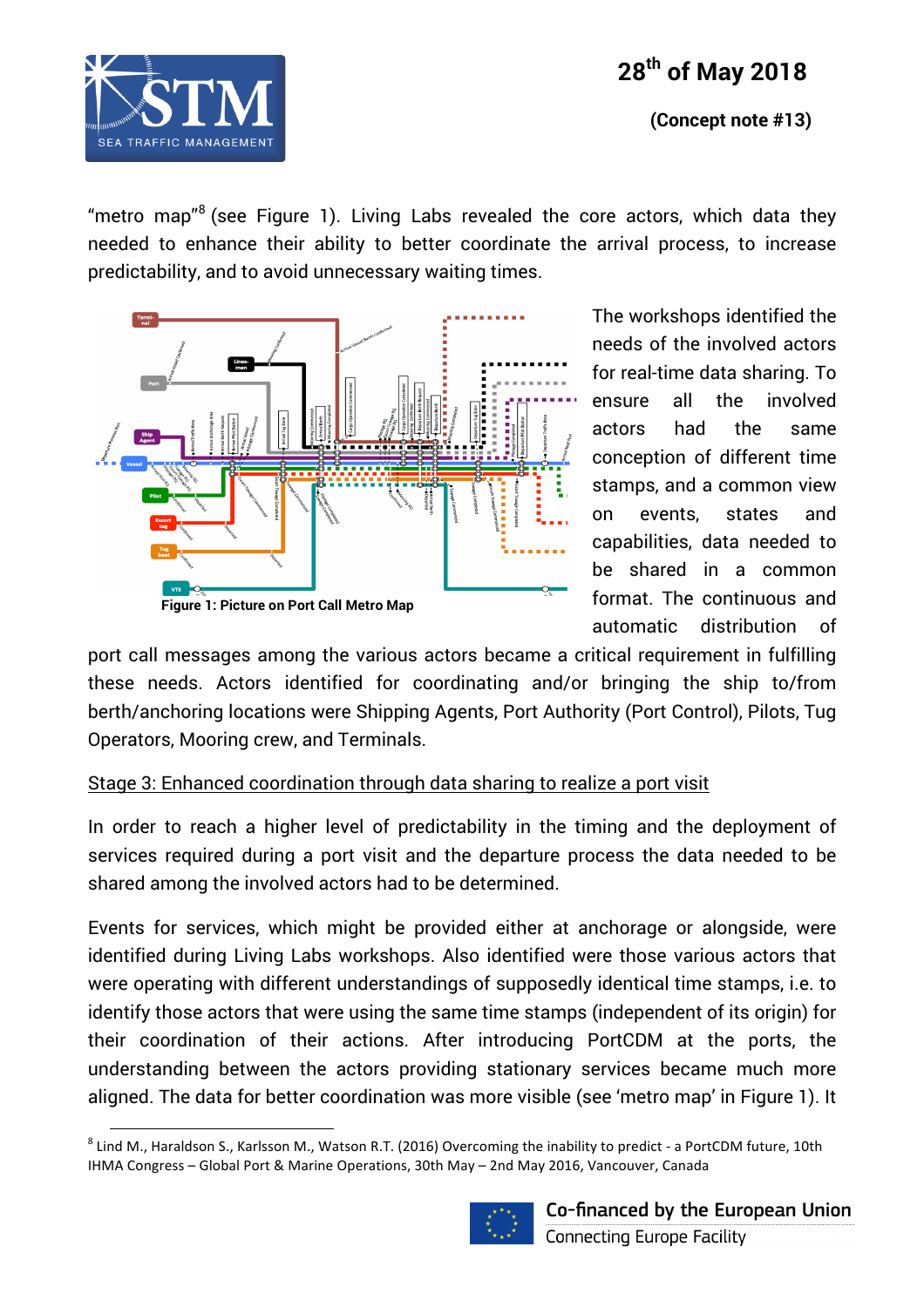"metro map"[8] (see Figure 1). Living Labs revealed the core actors, which data they needed to enhance their ability to better coordinate the arrival process, to increase predictability, and to avoid unnecessary waiting times.

Figure 1: Picture on Port Call Metro Map

The workshops identified the needs of the involved actors for real-time data sharing. To ensure all the involved actors had the same conception of different time stamps, and a common view on events, states and capabilities, data needed to be shared in a common format. The continuous and automatic distribution of port call messages among the various actors became a critical requirement in fulfilling these needs. Actors identified for coordinating and/or bringing the ship to/from berth/anchoring locations were Shipping Agents, Port Authority (Port Control), Pilots, Tug Operators, Mooring crew, and Terminals.

Stage 3: Enhanced coordination through data sharing to realize a port visit

In order to reach a higher level of predictability in the timing and the deployment of services required during a port visit and the departure process the data needed to be shared among the involved actors had to be determined.

Events for services, which might be provided either at anchorage or alongside, were identified during Living Labs workshops. Also identified were those various actors that were operating with different understandings of supposedly identical time stamps, i.e. to identify those actors that were using the same time stamps (independent of its origin) for their coordination of their actions. After introducing PortCDM at the ports, the understanding between the actors providing stationary services became much more aligned. The data for better coordination was more visible (see 'metro map' in Figure 1). It

[8] Lind M., Haraldson S., Karlsson M., Watson R.T. (2016) Overcoming the inability to predict - a PortCDM future, 10th IHMA Congress – Global Port & Marine Operations, 30th May – 2nd May 2016, Vancouver, Canada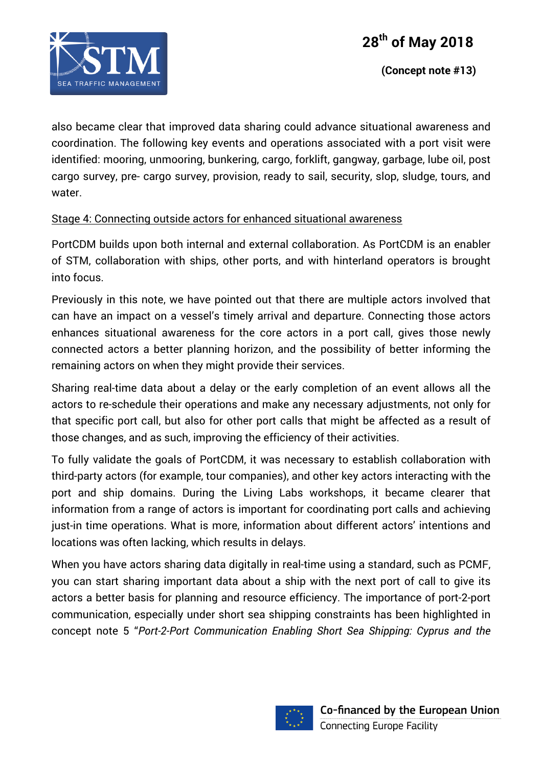also became clear that improved data sharing could advance situational awareness and coordination. The following key events and operations associated with a port visit were identified: mooring, unmooring, bunkering, cargo, forklift, gangway, garbage, lube oil, post cargo survey, pre- cargo survey, provision, ready to sail, security, slop, sludge, tours, and water.

Stage 4: Connecting outside actors for enhanced situational awareness

PortCDM builds upon both internal and external collaboration. As PortCDM is an enabler of STM, collaboration with ships, other ports, and with hinterland operators is brought into focus.

Previously in this note, we have pointed out that there are multiple actors involved that can have an impact on a vessel's timely arrival and departure. Connecting those actors enhances situational awareness for the core actors in a port call, gives those newly connected actors a better planning horizon, and the possibility of better informing the remaining actors on when they might provide their services.

Sharing real-time data about a delay or the early completion of an event allows all the actors to re-schedule their operations and make any necessary adjustments, not only for that specific port call, but also for other port calls that might be affected as a result of those changes, and as such, improving the efficiency of their activities.

To fully validate the goals of PortCDM, it was necessary to establish collaboration with third-party actors (for example, tour companies), and other key actors interacting with the port and ship domains. During the Living Labs workshops, it became clearer that information from a range of actors is important for coordinating port calls and achieving just-in time operations. What is more, information about different actors' intentions and locations was often lacking, which results in delays.

When you have actors sharing data digitally in real-time using a standard, such as PCMF, you can start sharing important data about a ship with the next port of call to give its actors a better basis for planning and resource efficiency. The importance of port-2-port communication, especially under short sea shipping constraints has been highlighted in concept note 5 "*Port-2-Port Communication Enabling Short Sea Shipping: Cyprus and the*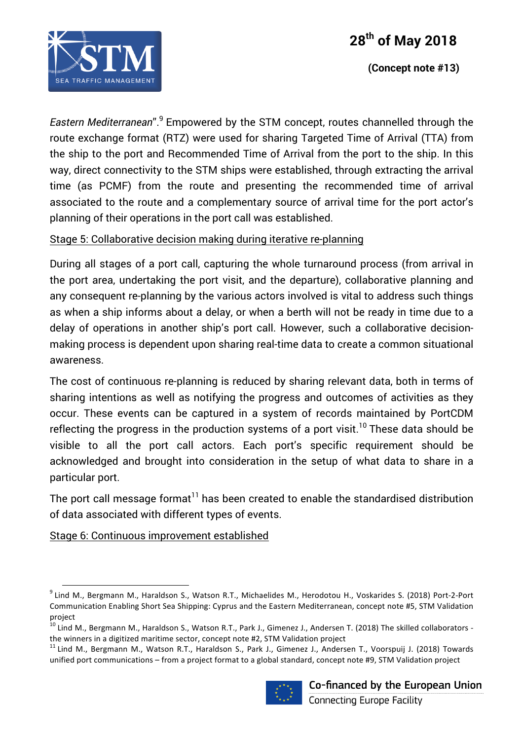*Eastern Mediterranean*".[9] Empowered by the STM concept, routes channelled through the route exchange format (RTZ) were used for sharing Targeted Time of Arrival (TTA) from the ship to the port and Recommended Time of Arrival from the port to the ship. In this way, direct connectivity to the STM ships were established, through extracting the arrival time (as PCMF) from the route and presenting the recommended time of arrival associated to the route and a complementary source of arrival time for the port actor's planning of their operations in the port call was established.

Stage 5: Collaborative decision making during iterative re-planning

During all stages of a port call, capturing the whole turnaround process (from arrival in the port area, undertaking the port visit, and the departure), collaborative planning and any consequent re-planning by the various actors involved is vital to address such things as when a ship informs about a delay, or when a berth will not be ready in time due to a delay of operations in another ship's port call. However, such a collaborative decision-making process is dependent upon sharing real-time data to create a common situational awareness.

The cost of continuous re-planning is reduced by sharing relevant data, both in terms of sharing intentions as well as notifying the progress and outcomes of activities as they occur. These events can be captured in a system of records maintained by PortCDM reflecting the progress in the production systems of a port visit.[10] These data should be visible to all the port call actors. Each port's specific requirement should be acknowledged and brought into consideration in the setup of what data to share in a particular port.

The port call message format[11] has been created to enable the standardised distribution of data associated with different types of events.

Stage 6: Continuous improvement established

---

[9] Lind M., Bergmann M., Haraldson S., Watson R.T., Michaelides M., Herodotou H., Voskarides S. (2018) Port-2-Port Communication Enabling Short Sea Shipping: Cyprus and the Eastern Mediterranean, concept note #5, STM Validation project

[10] Lind M., Bergmann M., Haraldson S., Watson R.T., Park J., Gimenez J., Andersen T. (2018) The skilled collaborators - the winners in a digitized maritime sector, concept note #2, STM Validation project

[11] Lind M., Bergmann M., Watson R.T., Haraldson S., Park J., Gimenez J., Andersen T., Voorspuij J. (2018) Towards unified port communications – from a project format to a global standard, concept note #9, STM Validation project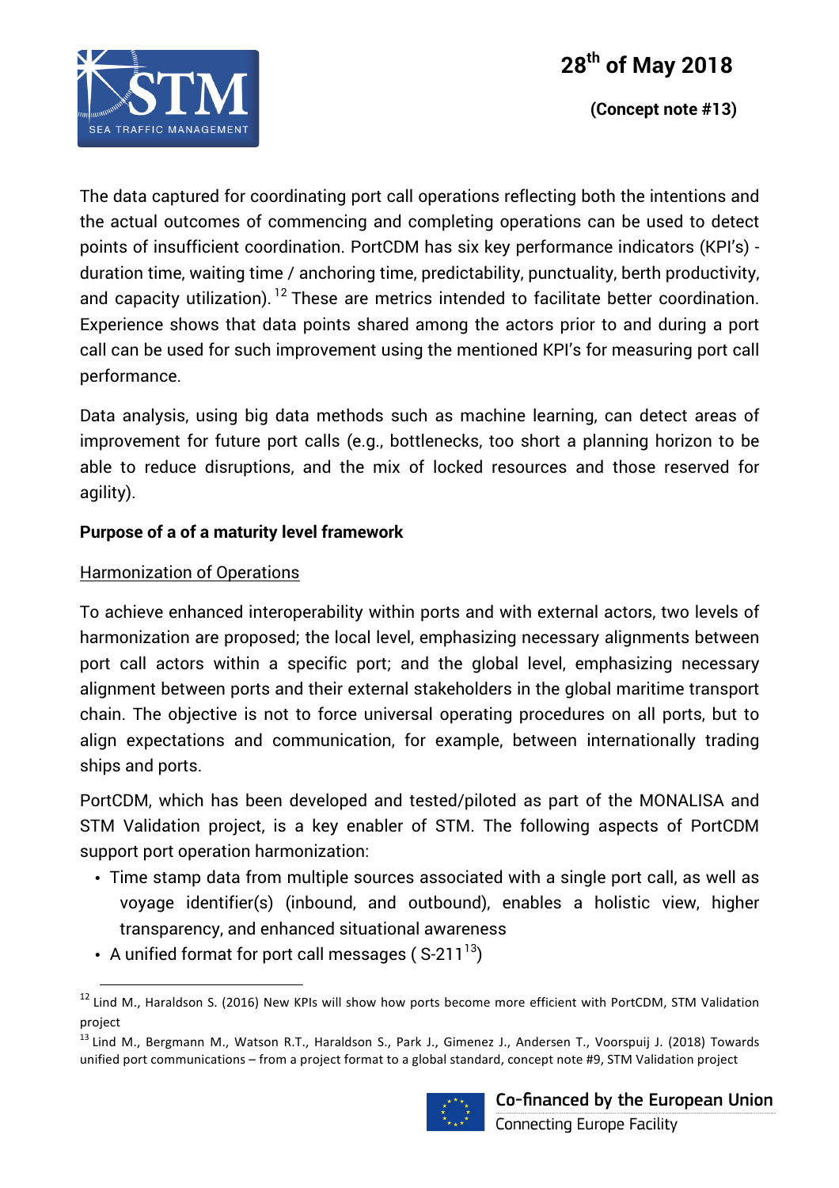The data captured for coordinating port call operations reflecting both the intentions and the actual outcomes of commencing and completing operations can be used to detect points of insufficient coordination. PortCDM has six key performance indicators (KPI's) - duration time, waiting time / anchoring time, predictability, punctuality, berth productivity, and capacity utilization).[12] These are metrics intended to facilitate better coordination. Experience shows that data points shared among the actors prior to and during a port call can be used for such improvement using the mentioned KPI's for measuring port call performance.

Data analysis, using big data methods such as machine learning, can detect areas of improvement for future port calls (e.g., bottlenecks, too short a planning horizon to be able to reduce disruptions, and the mix of locked resources and those reserved for agility).

**Purpose of a of a maturity level framework**

<u>Harmonization of Operations</u>

To achieve enhanced interoperability within ports and with external actors, two levels of harmonization are proposed; the local level, emphasizing necessary alignments between port call actors within a specific port; and the global level, emphasizing necessary alignment between ports and their external stakeholders in the global maritime transport chain. The objective is not to force universal operating procedures on all ports, but to align expectations and communication, for example, between internationally trading ships and ports.

PortCDM, which has been developed and tested/piloted as part of the MONALISA and STM Validation project, is a key enabler of STM. The following aspects of PortCDM support port operation harmonization:

- Time stamp data from multiple sources associated with a single port call, as well as voyage identifier(s) (inbound, and outbound), enables a holistic view, higher transparency, and enhanced situational awareness
- A unified format for port call messages ( S-211[13])

---

[12] Lind M., Haraldson S. (2016) New KPIs will show how ports become more efficient with PortCDM, STM Validation project

[13] Lind M., Bergmann M., Watson R.T., Haraldson S., Park J., Gimenez J., Andersen T., Voorspuij J. (2018) Towards unified port communications – from a project format to a global standard, concept note #9, STM Validation project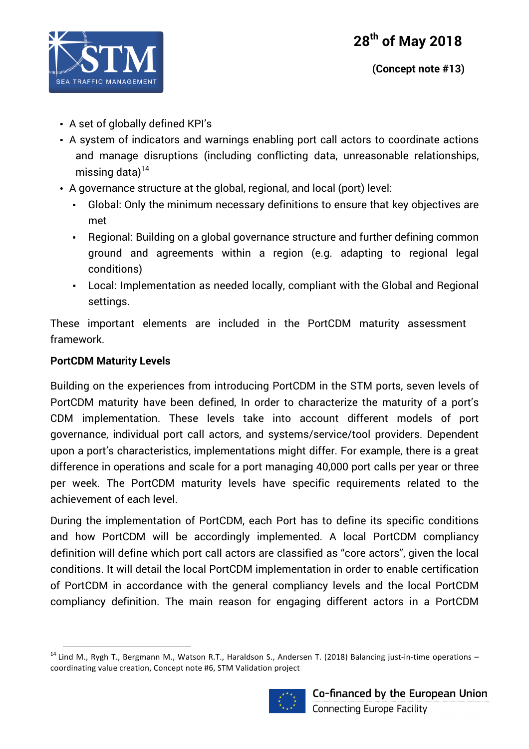- A set of globally defined KPI's
- A system of indicators and warnings enabling port call actors to coordinate actions and manage disruptions (including conflicting data, unreasonable relationships, missing data)[14]
- A governance structure at the global, regional, and local (port) level:
  - Global: Only the minimum necessary definitions to ensure that key objectives are met
  - Regional: Building on a global governance structure and further defining common ground and agreements within a region (e.g. adapting to regional legal conditions)
  - Local: Implementation as needed locally, compliant with the Global and Regional settings.

These important elements are included in the PortCDM maturity assessment framework.

**PortCDM Maturity Levels**

Building on the experiences from introducing PortCDM in the STM ports, seven levels of PortCDM maturity have been defined, In order to characterize the maturity of a port's CDM implementation. These levels take into account different models of port governance, individual port call actors, and systems/service/tool providers. Dependent upon a port's characteristics, implementations might differ. For example, there is a great difference in operations and scale for a port managing 40,000 port calls per year or three per week. The PortCDM maturity levels have specific requirements related to the achievement of each level.

During the implementation of PortCDM, each Port has to define its specific conditions and how PortCDM will be accordingly implemented. A local PortCDM compliancy definition will define which port call actors are classified as "core actors", given the local conditions. It will detail the local PortCDM implementation in order to enable certification of PortCDM in accordance with the general compliancy levels and the local PortCDM compliancy definition. The main reason for engaging different actors in a PortCDM

[14] Lind M., Rygh T., Bergmann M., Watson R.T., Haraldson S., Andersen T. (2018) Balancing just-in-time operations – coordinating value creation, Concept note #6, STM Validation project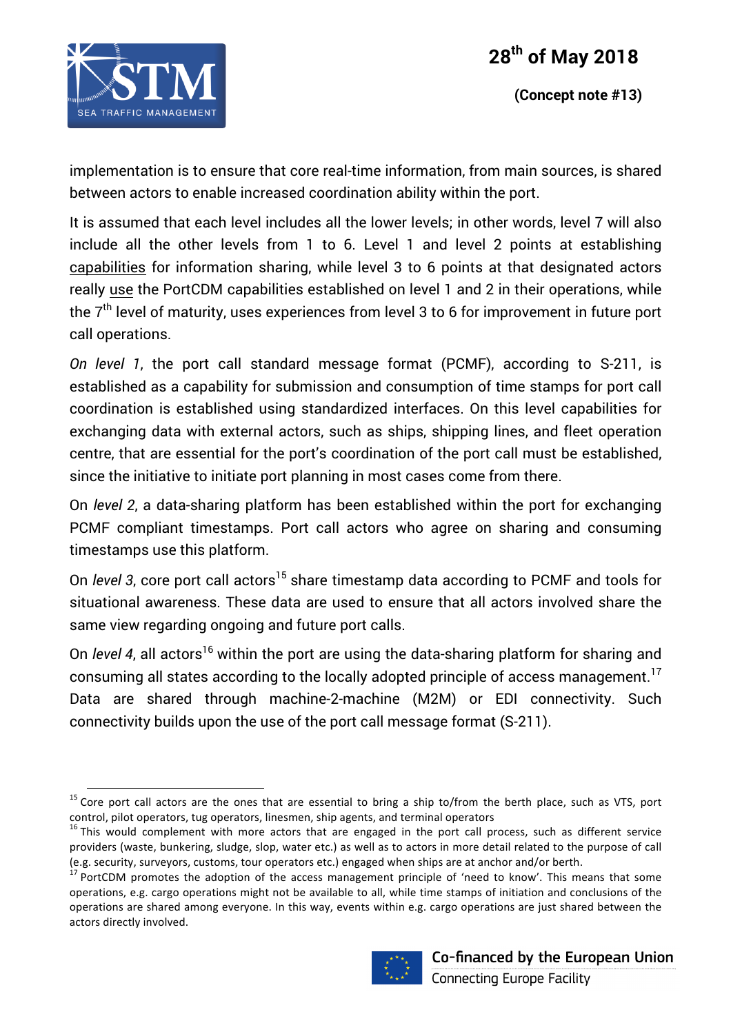implementation is to ensure that core real-time information, from main sources, is shared between actors to enable increased coordination ability within the port.

It is assumed that each level includes all the lower levels; in other words, level 7 will also include all the other levels from 1 to 6. Level 1 and level 2 points at establishing capabilities for information sharing, while level 3 to 6 points at that designated actors really use the PortCDM capabilities established on level 1 and 2 in their operations, while the 7th level of maturity, uses experiences from level 3 to 6 for improvement in future port call operations.

*On level 1*, the port call standard message format (PCMF), according to S-211, is established as a capability for submission and consumption of time stamps for port call coordination is established using standardized interfaces. On this level capabilities for exchanging data with external actors, such as ships, shipping lines, and fleet operation centre, that are essential for the port's coordination of the port call must be established, since the initiative to initiate port planning in most cases come from there.

On *level 2*, a data-sharing platform has been established within the port for exchanging PCMF compliant timestamps. Port call actors who agree on sharing and consuming timestamps use this platform.

On *level 3*, core port call actors[15] share timestamp data according to PCMF and tools for situational awareness. These data are used to ensure that all actors involved share the same view regarding ongoing and future port calls.

On *level 4*, all actors[16] within the port are using the data-sharing platform for sharing and consuming all states according to the locally adopted principle of access management.[17] Data are shared through machine-2-machine (M2M) or EDI connectivity. Such connectivity builds upon the use of the port call message format (S-211).

---

[15] Core port call actors are the ones that are essential to bring a ship to/from the berth place, such as VTS, port control, pilot operators, tug operators, linesmen, ship agents, and terminal operators

[16] This would complement with more actors that are engaged in the port call process, such as different service providers (waste, bunkering, sludge, slop, water etc.) as well as to actors in more detail related to the purpose of call (e.g. security, surveyors, customs, tour operators etc.) engaged when ships are at anchor and/or berth.

[17] PortCDM promotes the adoption of the access management principle of 'need to know'. This means that some operations, e.g. cargo operations might not be available to all, while time stamps of initiation and conclusions of the operations are shared among everyone. In this way, events within e.g. cargo operations are just shared between the actors directly involved.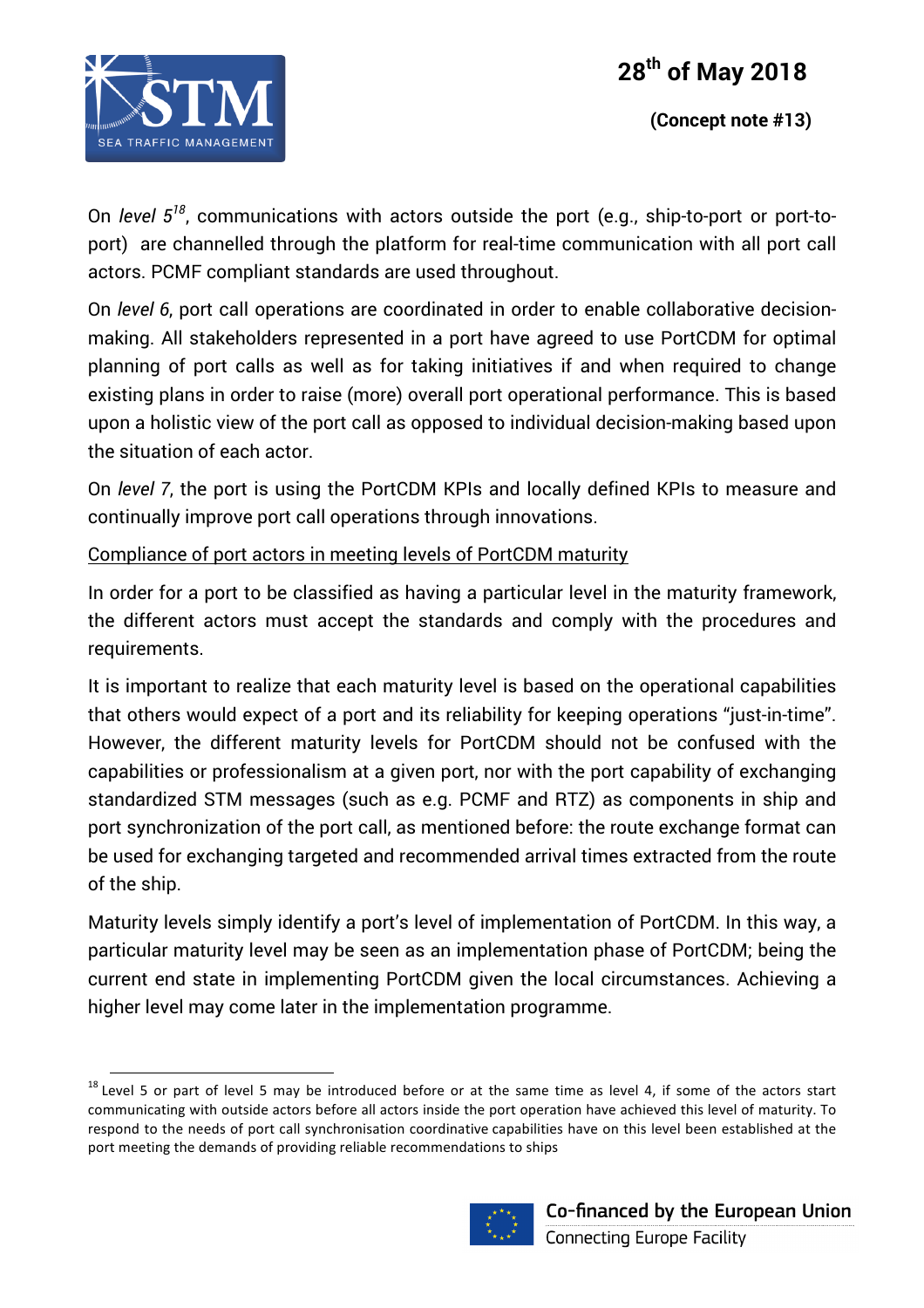On *level 5*[18], communications with actors outside the port (e.g., ship-to-port or port-to-port) are channelled through the platform for real-time communication with all port call actors. PCMF compliant standards are used throughout.

On *level 6*, port call operations are coordinated in order to enable collaborative decision-making. All stakeholders represented in a port have agreed to use PortCDM for optimal planning of port calls as well as for taking initiatives if and when required to change existing plans in order to raise (more) overall port operational performance. This is based upon a holistic view of the port call as opposed to individual decision-making based upon the situation of each actor.

On *level 7*, the port is using the PortCDM KPIs and locally defined KPIs to measure and continually improve port call operations through innovations.

<u>Compliance of port actors in meeting levels of PortCDM maturity</u>

In order for a port to be classified as having a particular level in the maturity framework, the different actors must accept the standards and comply with the procedures and requirements.

It is important to realize that each maturity level is based on the operational capabilities that others would expect of a port and its reliability for keeping operations "just-in-time". However, the different maturity levels for PortCDM should not be confused with the capabilities or professionalism at a given port, nor with the port capability of exchanging standardized STM messages (such as e.g. PCMF and RTZ) as components in ship and port synchronization of the port call, as mentioned before: the route exchange format can be used for exchanging targeted and recommended arrival times extracted from the route of the ship.

Maturity levels simply identify a port's level of implementation of PortCDM. In this way, a particular maturity level may be seen as an implementation phase of PortCDM; being the current end state in implementing PortCDM given the local circumstances. Achieving a higher level may come later in the implementation programme.

---

[18] Level 5 or part of level 5 may be introduced before or at the same time as level 4, if some of the actors start communicating with outside actors before all actors inside the port operation have achieved this level of maturity. To respond to the needs of port call synchronisation coordinative capabilities have on this level been established at the port meeting the demands of providing reliable recommendations to ships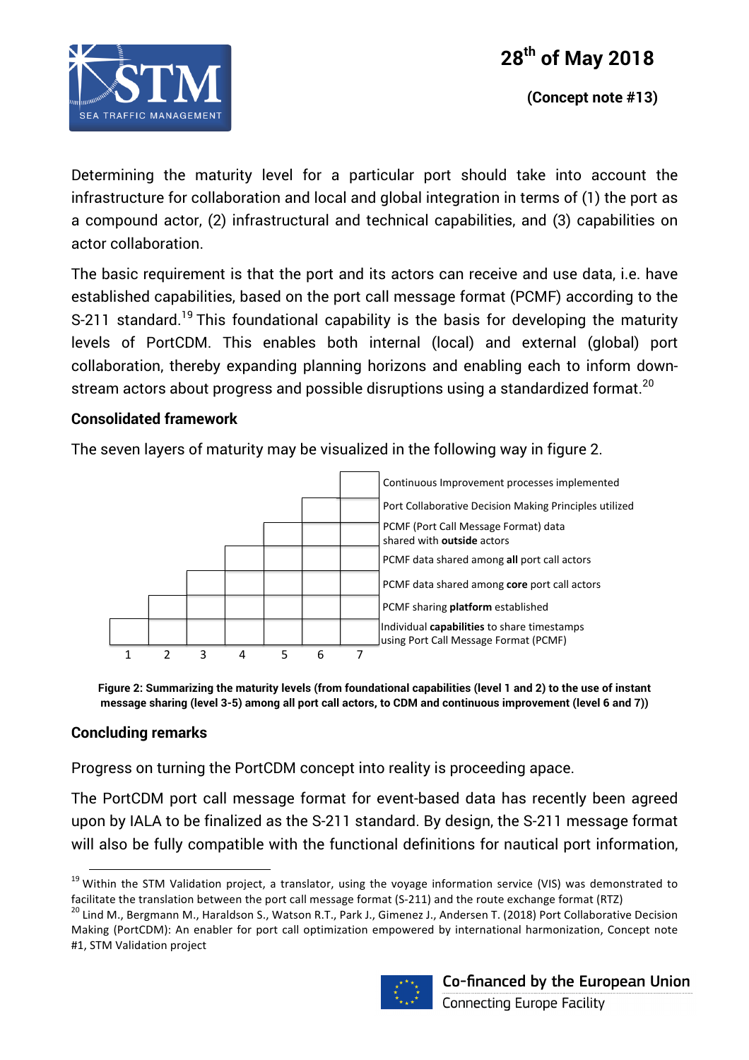Determining the maturity level for a particular port should take into account the infrastructure for collaboration and local and global integration in terms of (1) the port as a compound actor, (2) infrastructural and technical capabilities, and (3) capabilities on actor collaboration.

The basic requirement is that the port and its actors can receive and use data, i.e. have established capabilities, based on the port call message format (PCMF) according to the S-211 standard.[19] This foundational capability is the basis for developing the maturity levels of PortCDM. This enables both internal (local) and external (global) port collaboration, thereby expanding planning horizons and enabling each to inform down-stream actors about progress and possible disruptions using a standardized format.[20]

### Consolidated framework

The seven layers of maturity may be visualized in the following way in figure 2.

| Level | Description |
|---|---|
| 7 | Continuous Improvement processes implemented |
| 6 | Port Collaborative Decision Making Principles utilized |
| 5 | PCMF (Port Call Message Format) data shared with **outside** actors |
| 4 | PCMF data shared among **all** port call actors |
| 3 | PCMF data shared among **core** port call actors |
| 2 | PCMF sharing **platform** established |
| 1 | Individual **capabilities** to share timestamps using Port Call Message Format (PCMF) |

**Figure 2: Summarizing the maturity levels (from foundational capabilities (level 1 and 2) to the use of instant message sharing (level 3-5) among all port call actors, to CDM and continuous improvement (level 6 and 7))**

### Concluding remarks

Progress on turning the PortCDM concept into reality is proceeding apace.

The PortCDM port call message format for event-based data has recently been agreed upon by IALA to be finalized as the S-211 standard. By design, the S-211 message format will also be fully compatible with the functional definitions for nautical port information,

---

[19] Within the STM Validation project, a translator, using the voyage information service (VIS) was demonstrated to facilitate the translation between the port call message format (S-211) and the route exchange format (RTZ)

[20] Lind M., Bergmann M., Haraldson S., Watson R.T., Park J., Gimenez J., Andersen T. (2018) Port Collaborative Decision Making (PortCDM): An enabler for port call optimization empowered by international harmonization, Concept note #1, STM Validation project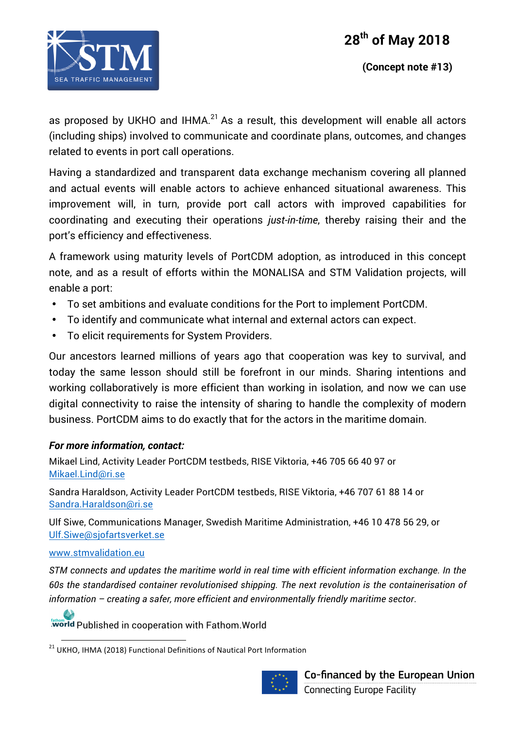as proposed by UKHO and IHMA.[21] As a result, this development will enable all actors (including ships) involved to communicate and coordinate plans, outcomes, and changes related to events in port call operations.

Having a standardized and transparent data exchange mechanism covering all planned and actual events will enable actors to achieve enhanced situational awareness. This improvement will, in turn, provide port call actors with improved capabilities for coordinating and executing their operations *just-in-time*, thereby raising their and the port's efficiency and effectiveness.

A framework using maturity levels of PortCDM adoption, as introduced in this concept note, and as a result of efforts within the MONALISA and STM Validation projects, will enable a port:

- To set ambitions and evaluate conditions for the Port to implement PortCDM.
- To identify and communicate what internal and external actors can expect.
- To elicit requirements for System Providers.

Our ancestors learned millions of years ago that cooperation was key to survival, and today the same lesson should still be forefront in our minds. Sharing intentions and working collaboratively is more efficient than working in isolation, and now we can use digital connectivity to raise the intensity of sharing to handle the complexity of modern business. PortCDM aims to do exactly that for the actors in the maritime domain.

***For more information, contact:***

Mikael Lind, Activity Leader PortCDM testbeds, RISE Viktoria, +46 705 66 40 97 or Mikael.Lind@ri.se

Sandra Haraldson, Activity Leader PortCDM testbeds, RISE Viktoria, +46 707 61 88 14 or Sandra.Haraldson@ri.se

Ulf Siwe, Communications Manager, Swedish Maritime Administration, +46 10 478 56 29, or Ulf.Siwe@sjofartsverket.se

www.stmvalidation.eu

*STM connects and updates the maritime world in real time with efficient information exchange. In the 60s the standardised container revolutionised shipping. The next revolution is the containerisation of information – creating a safer, more efficient and environmentally friendly maritime sector.*

Published in cooperation with Fathom.World

[21] UKHO, IHMA (2018) Functional Definitions of Nautical Port Information